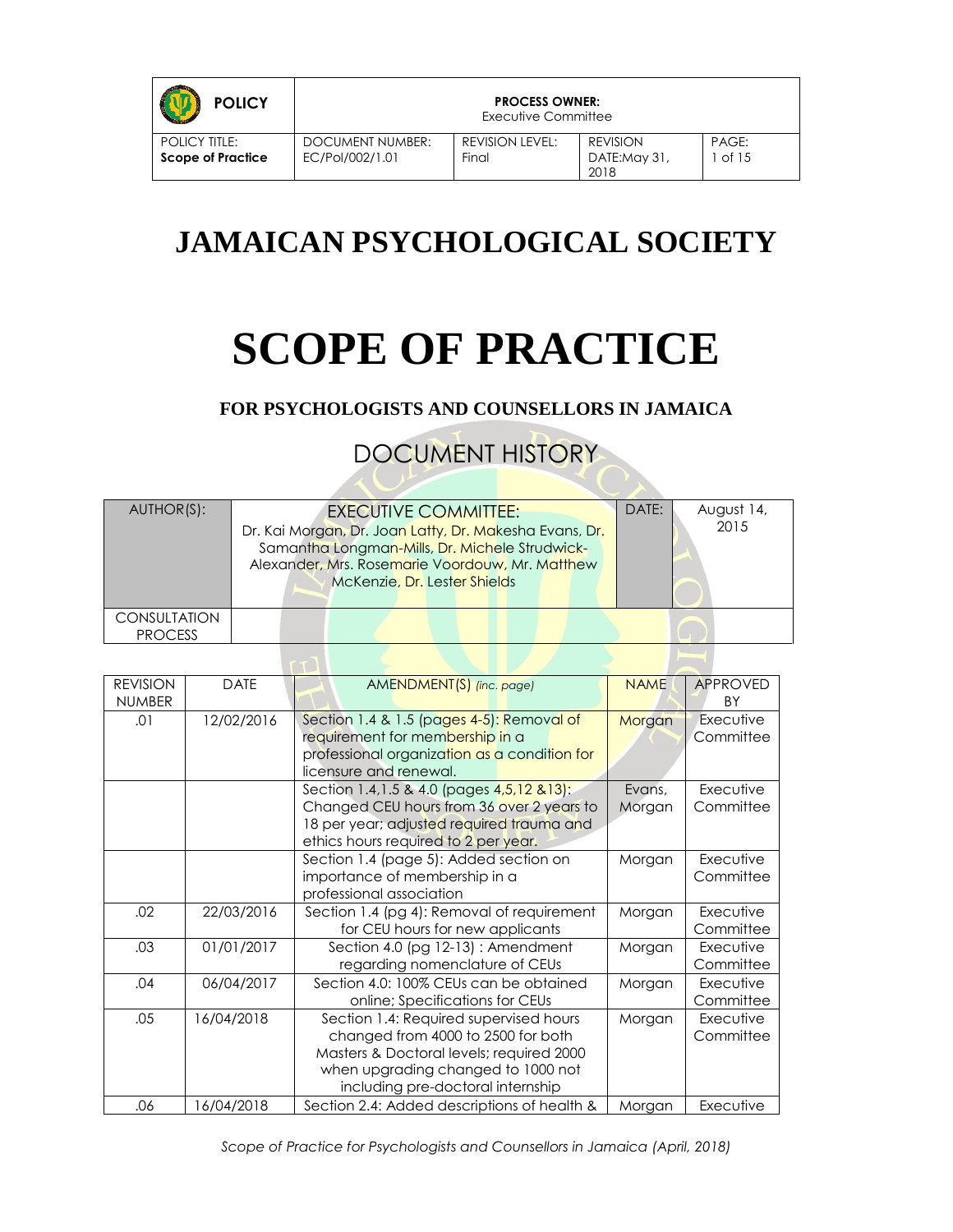| POLICY | PROCESS OWNER: Executive Committee | | | |
|---|---|---|---|---|
| POLICY TITLE: **Scope of Practice** | DOCUMENT NUMBER: EC/Pol/002/1.01 | REVISION LEVEL: Final | REVISION DATE:May 31, 2018 | PAGE: 1 of 15 |

# JAMAICAN PSYCHOLOGICAL SOCIETY

# SCOPE OF PRACTICE

### FOR PSYCHOLOGISTS AND COUNSELLORS IN JAMAICA

## DOCUMENT HISTORY

| AUTHOR(S): | EXECUTIVE COMMITTEE: Dr. Kai Morgan, Dr. Joan Latty, Dr. Makesha Evans, Dr. Samantha Longman-Mills, Dr. Michele Strudwick-Alexander, Mrs. Rosemarie Voordouw, Mr. Matthew McKenzie, Dr. Lester Shields | DATE: | August 14, 2015 |
|---|---|---|---|
| CONSULTATION PROCESS | | | |

| REVISION NUMBER | DATE | AMENDMENT(S) *(inc. page)* | NAME | APPROVED BY |
|---|---|---|---|---|
| .01 | 12/02/2016 | Section 1.4 & 1.5 (pages 4-5): Removal of requirement for membership in a professional organization as a condition for licensure and renewal. | Morgan | Executive Committee |
| | | Section 1.4,1.5 & 4.0 (pages 4,5,12 &13): Changed CEU hours from 36 over 2 years to 18 per year; adjusted required trauma and ethics hours required to 2 per year. | Evans, Morgan | Executive Committee |
| | | Section 1.4 (page 5): Added section on importance of membership in a professional association | Morgan | Executive Committee |
| .02 | 22/03/2016 | Section 1.4 (pg 4): Removal of requirement for CEU hours for new applicants | Morgan | Executive Committee |
| .03 | 01/01/2017 | Section 4.0 (pg 12-13) : Amendment regarding nomenclature of CEUs | Morgan | Executive Committee |
| .04 | 06/04/2017 | Section 4.0: 100% CEUs can be obtained online; Specifications for CEUs | Morgan | Executive Committee |
| .05 | 16/04/2018 | Section 1.4: Required supervised hours changed from 4000 to 2500 for both Masters & Doctoral levels; required 2000 when upgrading changed to 1000 not including pre-doctoral internship | Morgan | Executive Committee |
| .06 | 16/04/2018 | Section 2.4: Added descriptions of health & | Morgan | Executive |

*Scope of Practice for Psychologists and Counsellors in Jamaica (April, 2018)*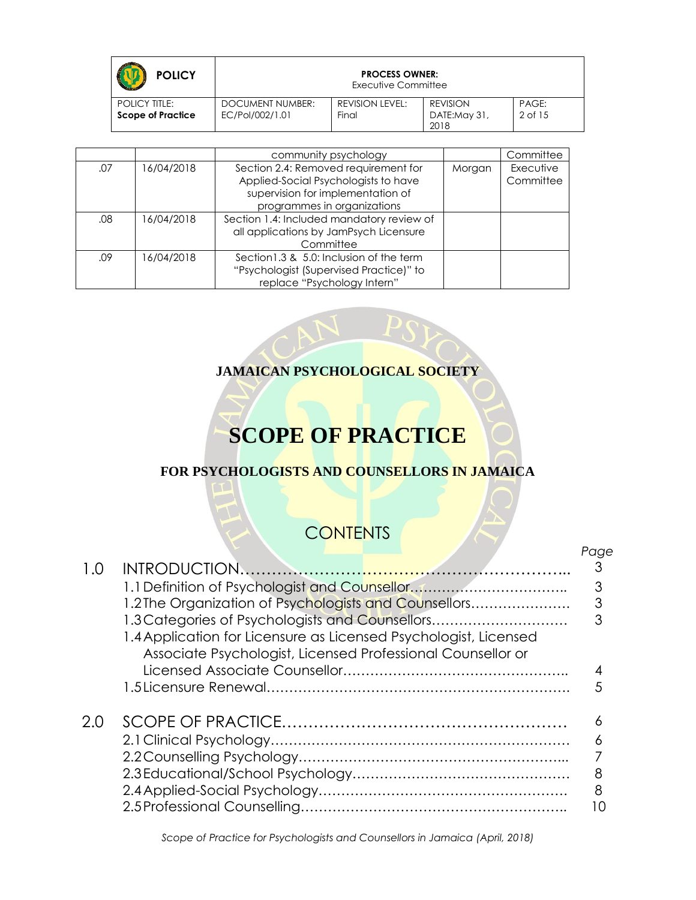|  |  | community psychology |  | Committee |
|---|---|---|---|---|
| .07 | 16/04/2018 | Section 2.4: Removed requirement for Applied-Social Psychologists to have supervision for implementation of programmes in organizations | Morgan | Executive Committee |
| .08 | 16/04/2018 | Section 1.4: Included mandatory review of all applications by JamPsych Licensure Committee |  |  |
| .09 | 16/04/2018 | Section1.3 & 5.0: Inclusion of the term "Psychologist (Supervised Practice)" to replace "Psychology Intern" |  |  |

**JAMAICAN PSYCHOLOGICAL SOCIETY**

# SCOPE OF PRACTICE

**FOR PSYCHOLOGISTS AND COUNSELLORS IN JAMAICA**

## CONTENTS

|  |  | *Page* |
|---|---|---|
| 1.0 | INTRODUCTION………………………………………………………….. | 3 |
|  | 1.1 Definition of Psychologist and Counsellor……………………………….. | 3 |
|  | 1.2 The Organization of Psychologists and Counsellors…………………. | 3 |
|  | 1.3 Categories of Psychologists and Counsellors……………………….. | 3 |
|  | 1.4 Application for Licensure as Licensed Psychologist, Licensed Associate Psychologist, Licensed Professional Counsellor or Licensed Associate Counsellor………………………………………….. | 4 |
|  | 1.5 Licensure Renewal……………………………………………………… | 5 |
| 2.0 | SCOPE OF PRACTICE……………………………………………… | 6 |
|  | 2.1 Clinical Psychology……………………………………………………… | 6 |
|  | 2.2 Counselling Psychology………………………………………………... | 7 |
|  | 2.3 Educational/School Psychology……………………………………… | 8 |
|  | 2.4 Applied-Social Psychology……………………………………………. | 8 |
|  | 2.5 Professional Counselling……………………………………………….. | 10 |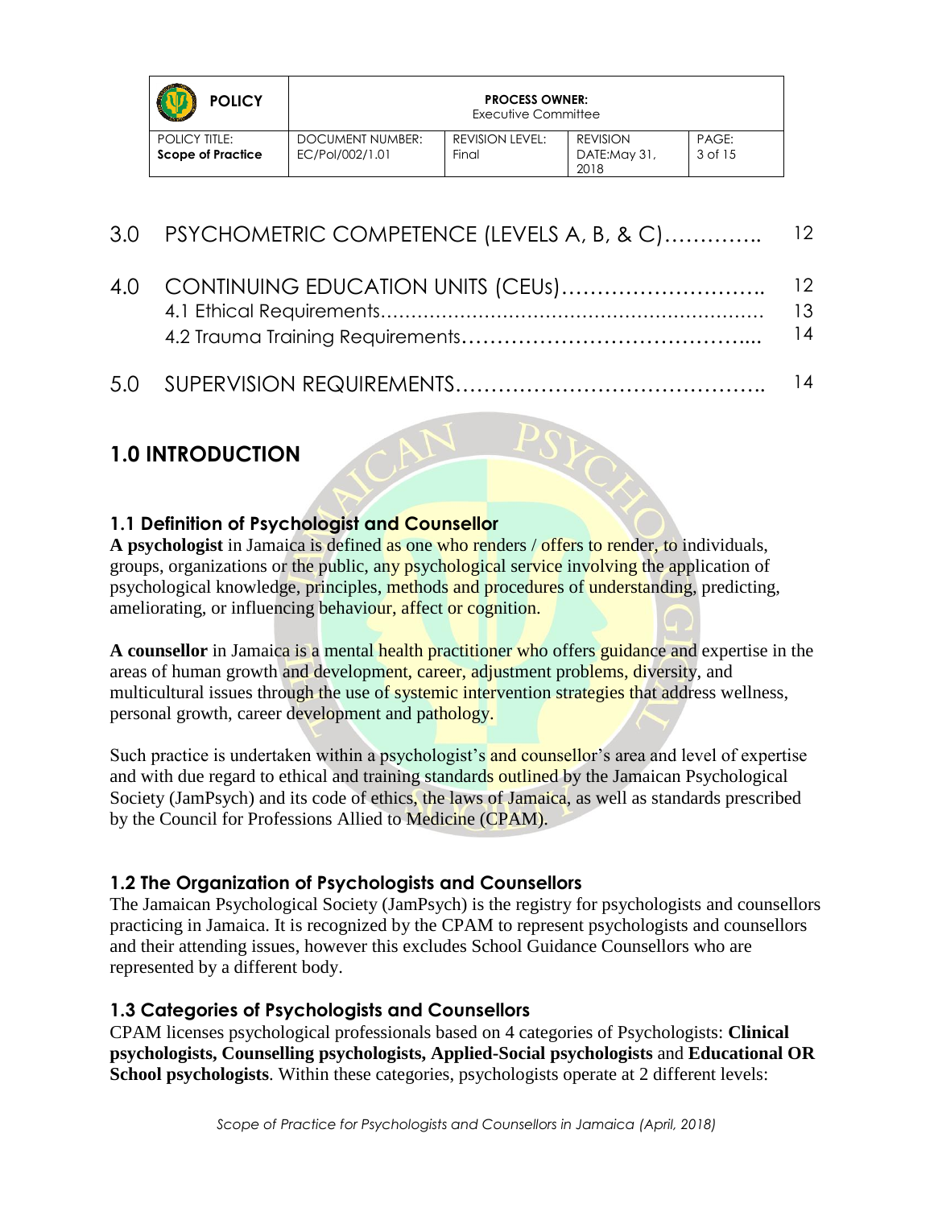| 3.0 | PSYCHOMETRIC COMPETENCE (LEVELS A, B, & C)………….. | 12 |
|---|---|---|
| 4.0 | CONTINUING EDUCATION UNITS (CEUs)……………………….. | 12 |
| | 4.1 Ethical Requirements……………………………………………………. | 13 |
| | 4.2 Trauma Training Requirements………………………………….... | 14 |
| 5.0 | SUPERVISION REQUIREMENTS…………………………………….. | 14 |

## 1.0 INTRODUCTION

### 1.1 Definition of Psychologist and Counsellor

**A psychologist** in Jamaica is defined as one who renders / offers to render, to individuals, groups, organizations or the public, any psychological service involving the application of psychological knowledge, principles, methods and procedures of understanding, predicting, ameliorating, or influencing behaviour, affect or cognition.

**A counsellor** in Jamaica is a mental health practitioner who offers guidance and expertise in the areas of human growth and development, career, adjustment problems, diversity, and multicultural issues through the use of systemic intervention strategies that address wellness, personal growth, career development and pathology.

Such practice is undertaken within a psychologist's and counsellor's area and level of expertise and with due regard to ethical and training standards outlined by the Jamaican Psychological Society (JamPsych) and its code of ethics, the laws of Jamaica, as well as standards prescribed by the Council for Professions Allied to Medicine (CPAM).

### 1.2 The Organization of Psychologists and Counsellors

The Jamaican Psychological Society (JamPsych) is the registry for psychologists and counsellors practicing in Jamaica. It is recognized by the CPAM to represent psychologists and counsellors and their attending issues, however this excludes School Guidance Counsellors who are represented by a different body.

### 1.3 Categories of Psychologists and Counsellors

CPAM licenses psychological professionals based on 4 categories of Psychologists: **Clinical psychologists, Counselling psychologists, Applied-Social psychologists** and **Educational OR School psychologists**. Within these categories, psychologists operate at 2 different levels: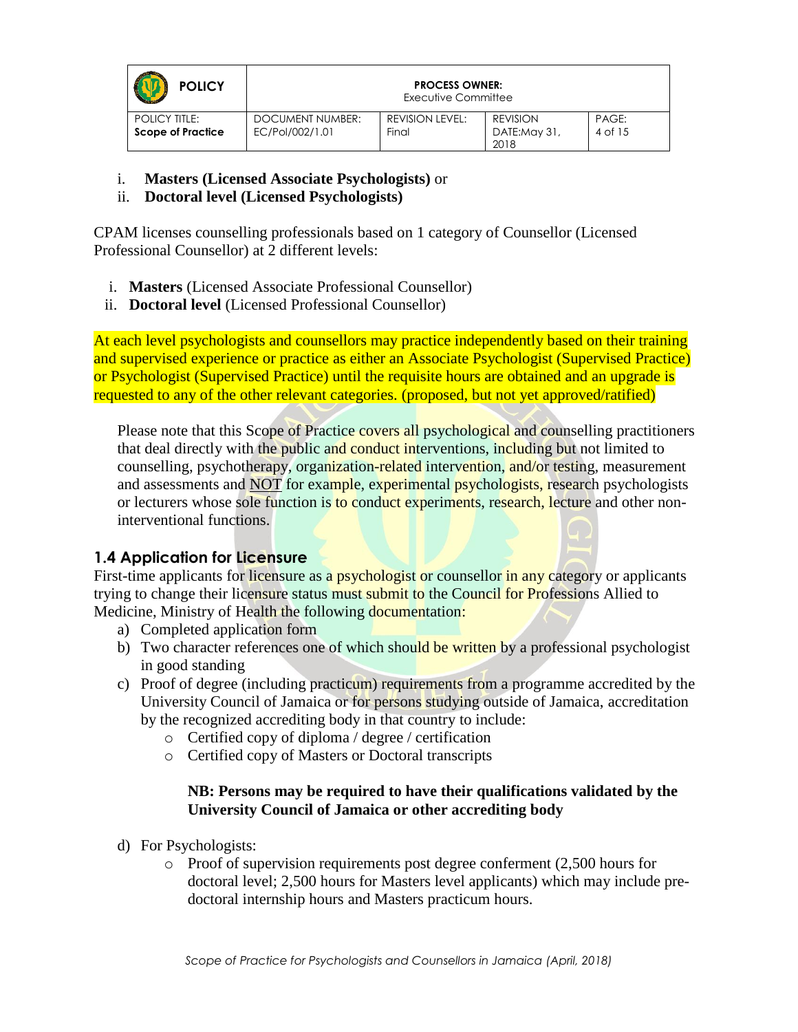i. **Masters (Licensed Associate Psychologists)** or
ii. **Doctoral level (Licensed Psychologists)**

CPAM licenses counselling professionals based on 1 category of Counsellor (Licensed Professional Counsellor) at 2 different levels:

i. **Masters** (Licensed Associate Professional Counsellor)
ii. **Doctoral level** (Licensed Professional Counsellor)

At each level psychologists and counsellors may practice independently based on their training and supervised experience or practice as either an Associate Psychologist (Supervised Practice) or Psychologist (Supervised Practice) until the requisite hours are obtained and an upgrade is requested to any of the other relevant categories. (proposed, but not yet approved/ratified)

Please note that this Scope of Practice covers all psychological and counselling practitioners that deal directly with the public and conduct interventions, including but not limited to counselling, psychotherapy, organization-related intervention, and/or testing, measurement and assessments and NOT for example, experimental psychologists, research psychologists or lecturers whose sole function is to conduct experiments, research, lecture and other non-interventional functions.

## 1.4 Application for Licensure

First-time applicants for licensure as a psychologist or counsellor in any category or applicants trying to change their licensure status must submit to the Council for Professions Allied to Medicine, Ministry of Health the following documentation:

a) Completed application form
b) Two character references one of which should be written by a professional psychologist in good standing
c) Proof of degree (including practicum) requirements from a programme accredited by the University Council of Jamaica or for persons studying outside of Jamaica, accreditation by the recognized accrediting body in that country to include:
   - Certified copy of diploma / degree / certification
   - Certified copy of Masters or Doctoral transcripts

   **NB: Persons may be required to have their qualifications validated by the University Council of Jamaica or other accrediting body**

d) For Psychologists:
   - Proof of supervision requirements post degree conferment (2,500 hours for doctoral level; 2,500 hours for Masters level applicants) which may include pre-doctoral internship hours and Masters practicum hours.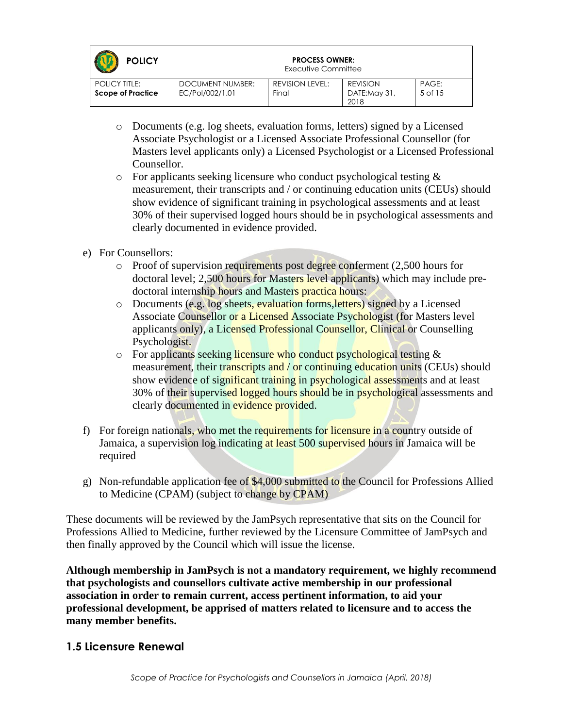- Documents (e.g. log sheets, evaluation forms, letters) signed by a Licensed Associate Psychologist or a Licensed Associate Professional Counsellor (for Masters level applicants only) a Licensed Psychologist or a Licensed Professional Counsellor.
- For applicants seeking licensure who conduct psychological testing & measurement, their transcripts and / or continuing education units (CEUs) should show evidence of significant training in psychological assessments and at least 30% of their supervised logged hours should be in psychological assessments and clearly documented in evidence provided.

e) For Counsellors:
   - Proof of supervision requirements post degree conferment (2,500 hours for doctoral level; 2,500 hours for Masters level applicants) which may include pre-doctoral internship hours and Masters practica hours:
   - Documents (e.g. log sheets, evaluation forms,letters) signed by a Licensed Associate Counsellor or a Licensed Associate Psychologist (for Masters level applicants only), a Licensed Professional Counsellor, Clinical or Counselling Psychologist.
   - For applicants seeking licensure who conduct psychological testing & measurement, their transcripts and / or continuing education units (CEUs) should show evidence of significant training in psychological assessments and at least 30% of their supervised logged hours should be in psychological assessments and clearly documented in evidence provided.

f) For foreign nationals, who met the requirements for licensure in a country outside of Jamaica, a supervision log indicating at least 500 supervised hours in Jamaica will be required

g) Non-refundable application fee of $4,000 submitted to the Council for Professions Allied to Medicine (CPAM) (subject to change by CPAM)

These documents will be reviewed by the JamPsych representative that sits on the Council for Professions Allied to Medicine, further reviewed by the Licensure Committee of JamPsych and then finally approved by the Council which will issue the license.

**Although membership in JamPsych is not a mandatory requirement, we highly recommend that psychologists and counsellors cultivate active membership in our professional association in order to remain current, access pertinent information, to aid your professional development, be apprised of matters related to licensure and to access the many member benefits.**

### 1.5 Licensure Renewal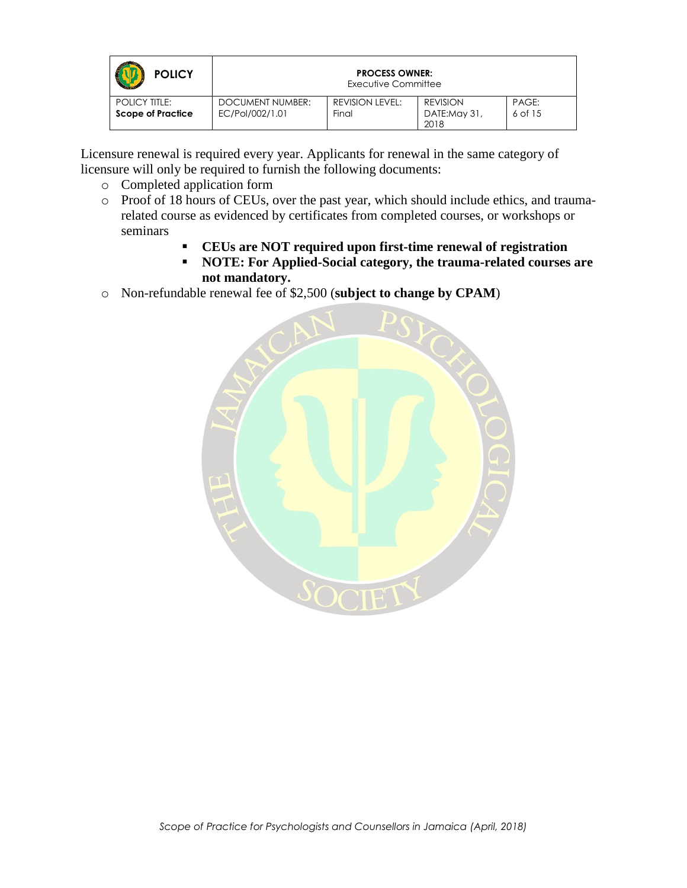Licensure renewal is required every year. Applicants for renewal in the same category of licensure will only be required to furnish the following documents:

- Completed application form
- Proof of 18 hours of CEUs, over the past year, which should include ethics, and trauma-related course as evidenced by certificates from completed courses, or workshops or seminars
  - **CEUs are NOT required upon first-time renewal of registration**
  - **NOTE: For Applied-Social category, the trauma-related courses are not mandatory.**
- Non-refundable renewal fee of $2,500 (**subject to change by CPAM**)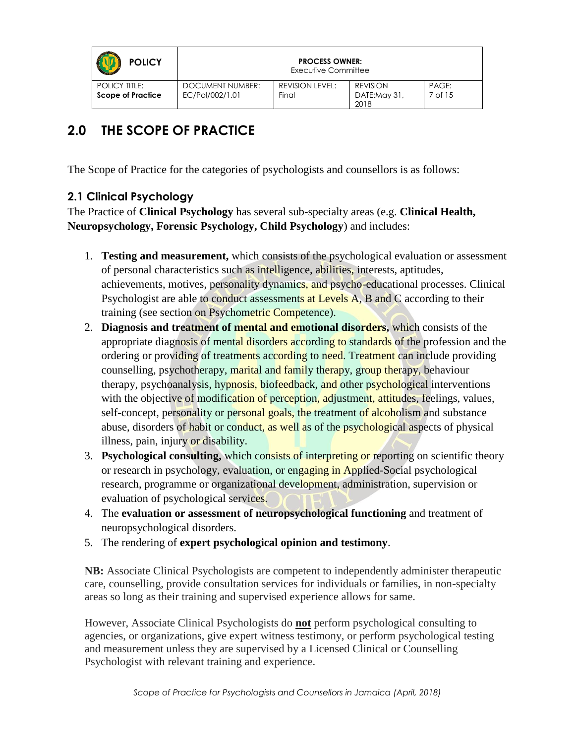## 2.0 THE SCOPE OF PRACTICE

The Scope of Practice for the categories of psychologists and counsellors is as follows:

### 2.1 Clinical Psychology

The Practice of **Clinical Psychology** has several sub-specialty areas (e.g. **Clinical Health, Neuropsychology, Forensic Psychology, Child Psychology**) and includes:

1. **Testing and measurement,** which consists of the psychological evaluation or assessment of personal characteristics such as intelligence, abilities, interests, aptitudes, achievements, motives, personality dynamics, and psycho-educational processes. Clinical Psychologist are able to conduct assessments at Levels A, B and C according to their training (see section on Psychometric Competence).
2. **Diagnosis and treatment of mental and emotional disorders,** which consists of the appropriate diagnosis of mental disorders according to standards of the profession and the ordering or providing of treatments according to need. Treatment can include providing counselling, psychotherapy, marital and family therapy, group therapy, behaviour therapy, psychoanalysis, hypnosis, biofeedback, and other psychological interventions with the objective of modification of perception, adjustment, attitudes, feelings, values, self-concept, personality or personal goals, the treatment of alcoholism and substance abuse, disorders of habit or conduct, as well as of the psychological aspects of physical illness, pain, injury or disability.
3. **Psychological consulting,** which consists of interpreting or reporting on scientific theory or research in psychology, evaluation, or engaging in Applied-Social psychological research, programme or organizational development, administration, supervision or evaluation of psychological services.
4. The **evaluation or assessment of neuropsychological functioning** and treatment of neuropsychological disorders.
5. The rendering of **expert psychological opinion and testimony**.

**NB:** Associate Clinical Psychologists are competent to independently administer therapeutic care, counselling, provide consultation services for individuals or families, in non-specialty areas so long as their training and supervised experience allows for same.

However, Associate Clinical Psychologists do **not** perform psychological consulting to agencies, or organizations, give expert witness testimony, or perform psychological testing and measurement unless they are supervised by a Licensed Clinical or Counselling Psychologist with relevant training and experience.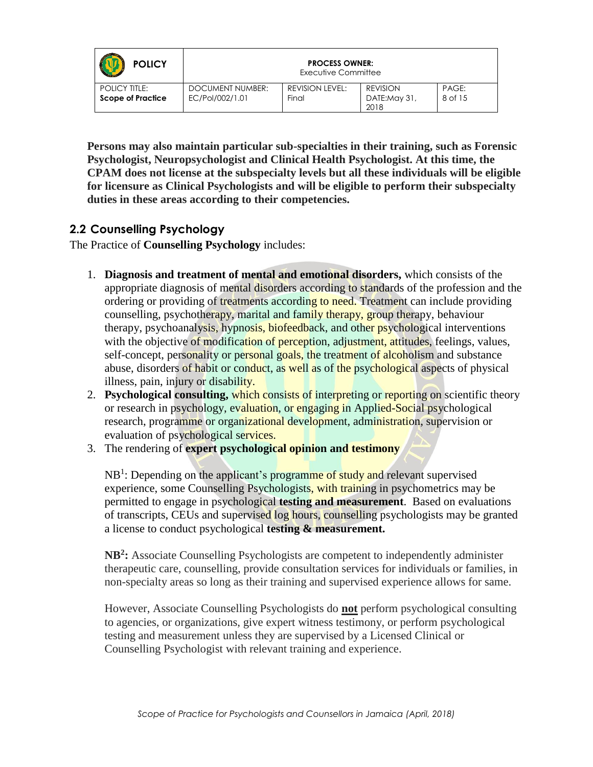**Persons may also maintain particular sub-specialties in their training, such as Forensic Psychologist, Neuropsychologist and Clinical Health Psychologist. At this time, the CPAM does not license at the subspecialty levels but all these individuals will be eligible for licensure as Clinical Psychologists and will be eligible to perform their subspecialty duties in these areas according to their competencies.**

### 2.2 Counselling Psychology

The Practice of **Counselling Psychology** includes:

1. **Diagnosis and treatment of mental and emotional disorders,** which consists of the appropriate diagnosis of mental disorders according to standards of the profession and the ordering or providing of treatments according to need. Treatment can include providing counselling, psychotherapy, marital and family therapy, group therapy, behaviour therapy, psychoanalysis, hypnosis, biofeedback, and other psychological interventions with the objective of modification of perception, adjustment, attitudes, feelings, values, self-concept, personality or personal goals, the treatment of alcoholism and substance abuse, disorders of habit or conduct, as well as of the psychological aspects of physical illness, pain, injury or disability.
2. **Psychological consulting,** which consists of interpreting or reporting on scientific theory or research in psychology, evaluation, or engaging in Applied-Social psychological research, programme or organizational development, administration, supervision or evaluation of psychological services.
3. The rendering of **expert psychological opinion and testimony**

   NB[1]: Depending on the applicant's programme of study and relevant supervised experience, some Counselling Psychologists, with training in psychometrics may be permitted to engage in psychological **testing and measurement**. Based on evaluations of transcripts, CEUs and supervised log hours, counselling psychologists may be granted a license to conduct psychological **testing & measurement.**

   **NB[2]:** Associate Counselling Psychologists are competent to independently administer therapeutic care, counselling, provide consultation services for individuals or families, in non-specialty areas so long as their training and supervised experience allows for same.

   However, Associate Counselling Psychologists do **not** perform psychological consulting to agencies, or organizations, give expert witness testimony, or perform psychological testing and measurement unless they are supervised by a Licensed Clinical or Counselling Psychologist with relevant training and experience.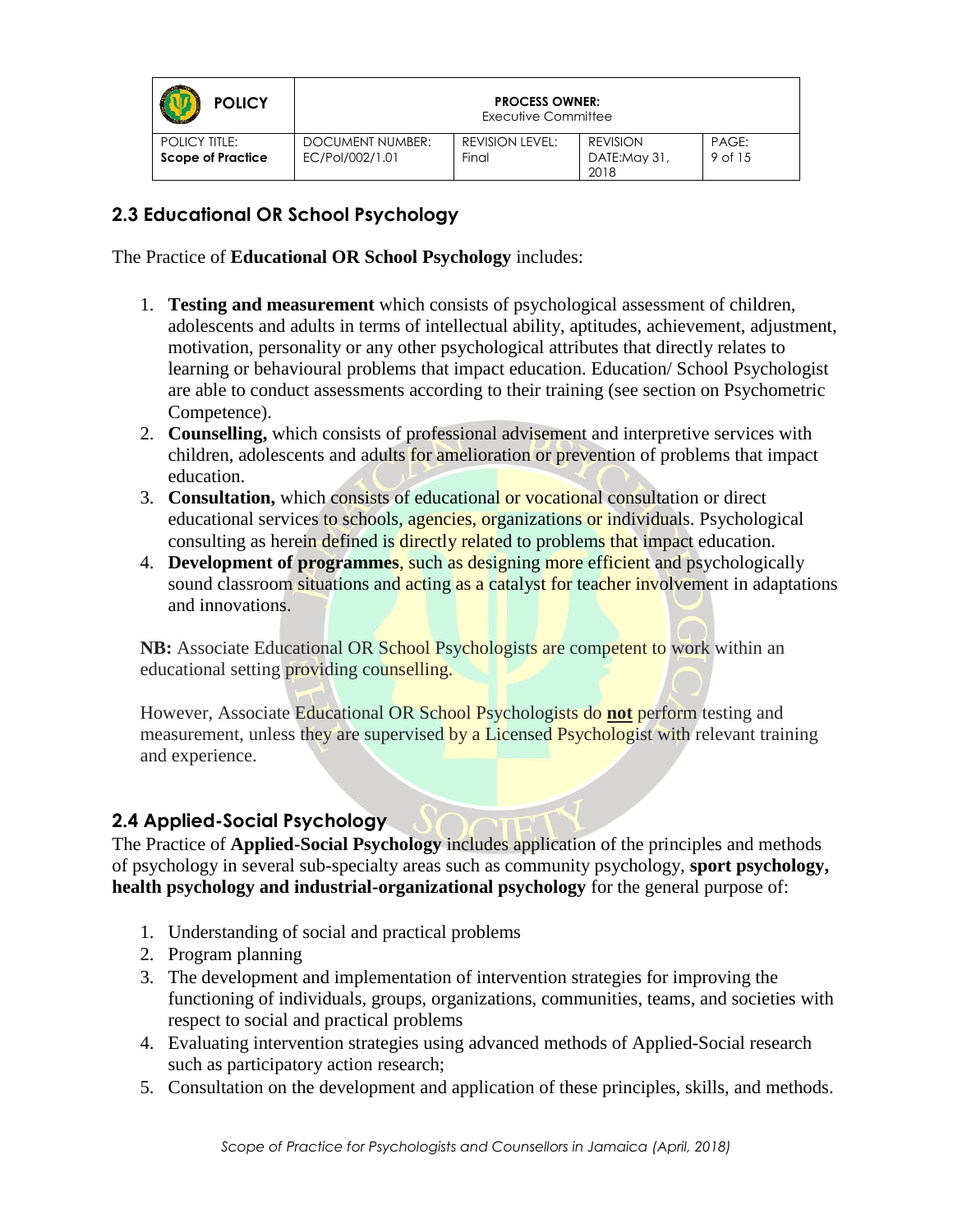## 2.3 Educational OR School Psychology

The Practice of **Educational OR School Psychology** includes:

1. **Testing and measurement** which consists of psychological assessment of children, adolescents and adults in terms of intellectual ability, aptitudes, achievement, adjustment, motivation, personality or any other psychological attributes that directly relates to learning or behavioural problems that impact education. Education/ School Psychologist are able to conduct assessments according to their training (see section on Psychometric Competence).
2. **Counselling,** which consists of professional advisement and interpretive services with children, adolescents and adults for amelioration or prevention of problems that impact education.
3. **Consultation,** which consists of educational or vocational consultation or direct educational services to schools, agencies, organizations or individuals. Psychological consulting as herein defined is directly related to problems that impact education.
4. **Development of programmes**, such as designing more efficient and psychologically sound classroom situations and acting as a catalyst for teacher involvement in adaptations and innovations.

**NB:** Associate Educational OR School Psychologists are competent to work within an educational setting providing counselling.

However, Associate Educational OR School Psychologists do **not** perform testing and measurement, unless they are supervised by a Licensed Psychologist with relevant training and experience.

## 2.4 Applied-Social Psychology

The Practice of **Applied-Social Psychology** includes application of the principles and methods of psychology in several sub-specialty areas such as community psychology, **sport psychology, health psychology and industrial-organizational psychology** for the general purpose of:

1. Understanding of social and practical problems
2. Program planning
3. The development and implementation of intervention strategies for improving the functioning of individuals, groups, organizations, communities, teams, and societies with respect to social and practical problems
4. Evaluating intervention strategies using advanced methods of Applied-Social research such as participatory action research;
5. Consultation on the development and application of these principles, skills, and methods.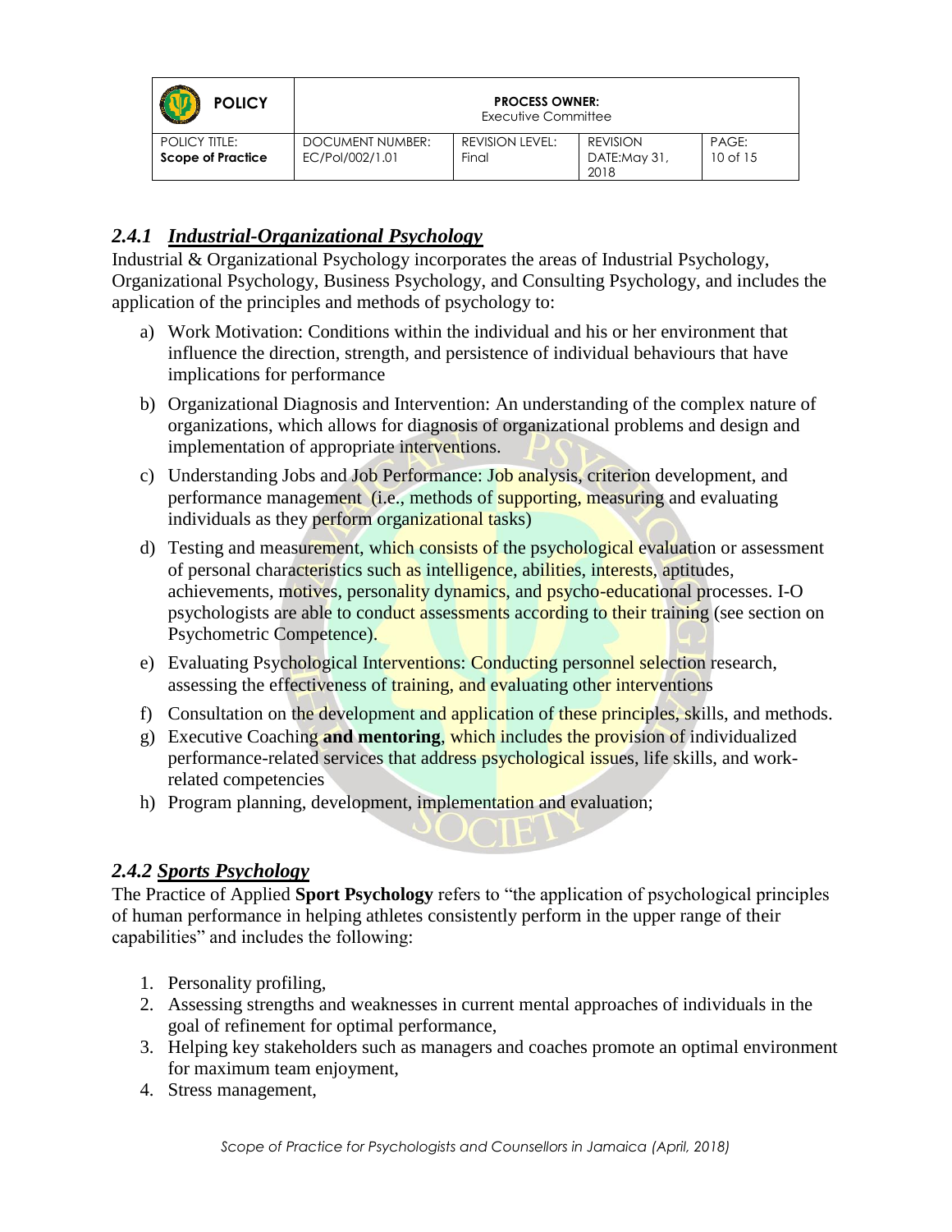### 2.4.1 ***Industrial-Organizational Psychology***

Industrial & Organizational Psychology incorporates the areas of Industrial Psychology, Organizational Psychology, Business Psychology, and Consulting Psychology, and includes the application of the principles and methods of psychology to:

a) Work Motivation: Conditions within the individual and his or her environment that influence the direction, strength, and persistence of individual behaviours that have implications for performance

b) Organizational Diagnosis and Intervention: An understanding of the complex nature of organizations, which allows for diagnosis of organizational problems and design and implementation of appropriate interventions.

c) Understanding Jobs and Job Performance: Job analysis, criterion development, and performance management (i.e., methods of supporting, measuring and evaluating individuals as they perform organizational tasks)

d) Testing and measurement, which consists of the psychological evaluation or assessment of personal characteristics such as intelligence, abilities, interests, aptitudes, achievements, motives, personality dynamics, and psycho-educational processes. I-O psychologists are able to conduct assessments according to their training (see section on Psychometric Competence).

e) Evaluating Psychological Interventions: Conducting personnel selection research, assessing the effectiveness of training, and evaluating other interventions

f) Consultation on the development and application of these principles, skills, and methods.

g) Executive Coaching **and mentoring**, which includes the provision of individualized performance-related services that address psychological issues, life skills, and work-related competencies

h) Program planning, development, implementation and evaluation;

### *2.4.2* ***Sports Psychology***

The Practice of Applied **Sport Psychology** refers to "the application of psychological principles of human performance in helping athletes consistently perform in the upper range of their capabilities" and includes the following:

1. Personality profiling,
2. Assessing strengths and weaknesses in current mental approaches of individuals in the goal of refinement for optimal performance,
3. Helping key stakeholders such as managers and coaches promote an optimal environment for maximum team enjoyment,
4. Stress management,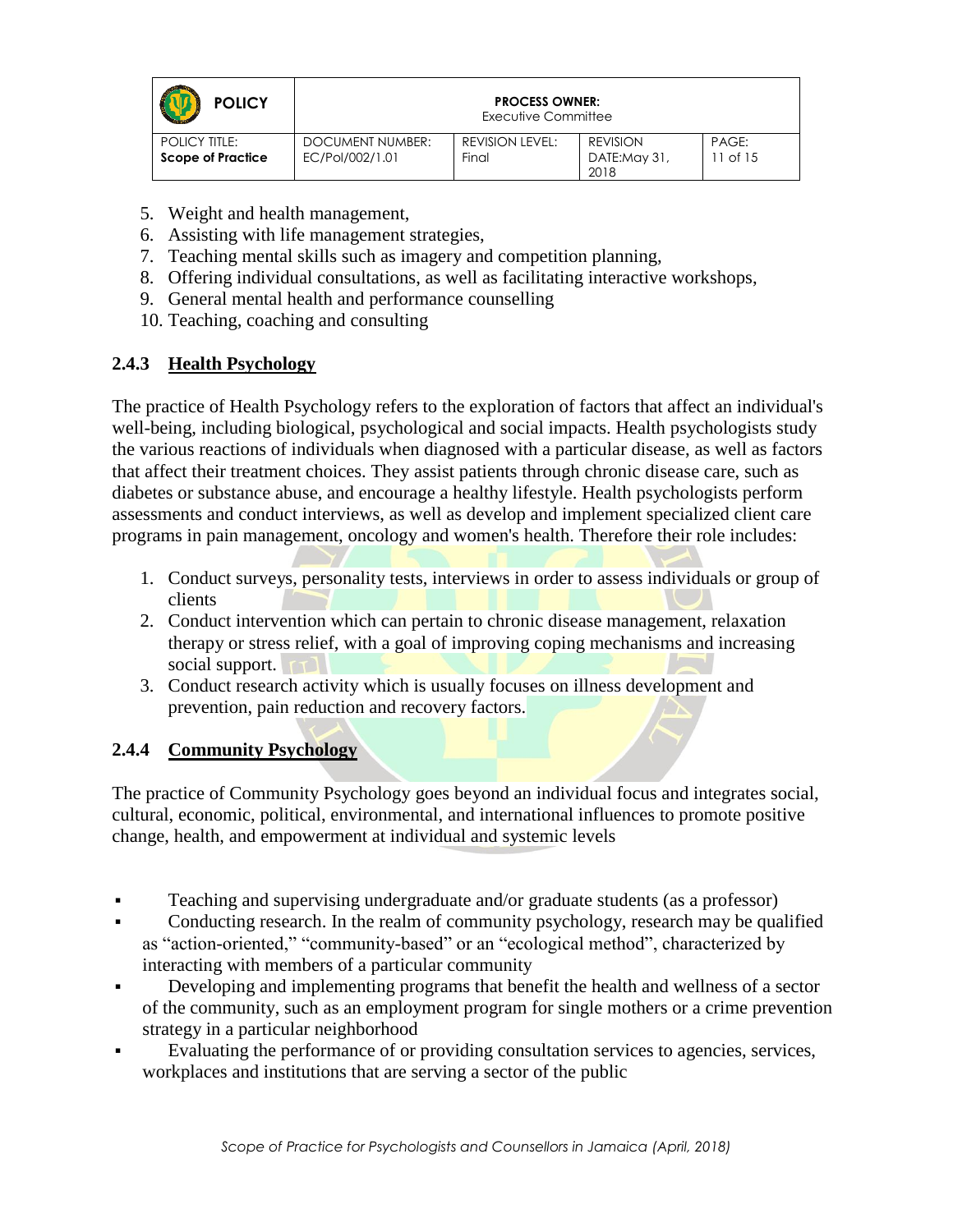5. Weight and health management,
6. Assisting with life management strategies,
7. Teaching mental skills such as imagery and competition planning,
8. Offering individual consultations, as well as facilitating interactive workshops,
9. General mental health and performance counselling
10. Teaching, coaching and consulting

### 2.4.3 Health Psychology

The practice of Health Psychology refers to the exploration of factors that affect an individual's well-being, including biological, psychological and social impacts. Health psychologists study the various reactions of individuals when diagnosed with a particular disease, as well as factors that affect their treatment choices. They assist patients through chronic disease care, such as diabetes or substance abuse, and encourage a healthy lifestyle. Health psychologists perform assessments and conduct interviews, as well as develop and implement specialized client care programs in pain management, oncology and women's health. Therefore their role includes:

1. Conduct surveys, personality tests, interviews in order to assess individuals or group of clients
2. Conduct intervention which can pertain to chronic disease management, relaxation therapy or stress relief, with a goal of improving coping mechanisms and increasing social support.
3. Conduct research activity which is usually focuses on illness development and prevention, pain reduction and recovery factors.

### 2.4.4 Community Psychology

The practice of Community Psychology goes beyond an individual focus and integrates social, cultural, economic, political, environmental, and international influences to promote positive change, health, and empowerment at individual and systemic levels

- Teaching and supervising undergraduate and/or graduate students (as a professor)
- Conducting research. In the realm of community psychology, research may be qualified as "action-oriented," "community-based" or an "ecological method", characterized by interacting with members of a particular community
- Developing and implementing programs that benefit the health and wellness of a sector of the community, such as an employment program for single mothers or a crime prevention strategy in a particular neighborhood
- Evaluating the performance of or providing consultation services to agencies, services, workplaces and institutions that are serving a sector of the public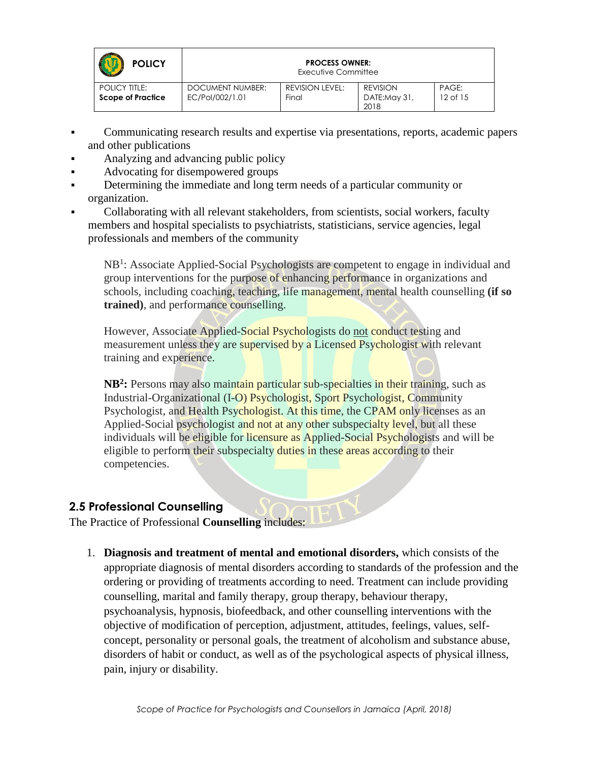- Communicating research results and expertise via presentations, reports, academic papers and other publications
- Analyzing and advancing public policy
- Advocating for disempowered groups
- Determining the immediate and long term needs of a particular community or organization.
- Collaborating with all relevant stakeholders, from scientists, social workers, faculty members and hospital specialists to psychiatrists, statisticians, service agencies, legal professionals and members of the community

NB[1]: Associate Applied-Social Psychologists are competent to engage in individual and group interventions for the purpose of enhancing performance in organizations and schools, including coaching, teaching, life management, mental health counselling **(if so trained)**, and performance counselling.

However, Associate Applied-Social Psychologists do not conduct testing and measurement unless they are supervised by a Licensed Psychologist with relevant training and experience.

**NB[2]:** Persons may also maintain particular sub-specialties in their training, such as Industrial-Organizational (I-O) Psychologist, Sport Psychologist, Community Psychologist, and Health Psychologist. At this time, the CPAM only licenses as an Applied-Social psychologist and not at any other subspecialty level, but all these individuals will be eligible for licensure as Applied-Social Psychologists and will be eligible to perform their subspecialty duties in these areas according to their competencies.

## 2.5 Professional Counselling

The Practice of Professional **Counselling** includes:

1. **Diagnosis and treatment of mental and emotional disorders,** which consists of the appropriate diagnosis of mental disorders according to standards of the profession and the ordering or providing of treatments according to need. Treatment can include providing counselling, marital and family therapy, group therapy, behaviour therapy, psychoanalysis, hypnosis, biofeedback, and other counselling interventions with the objective of modification of perception, adjustment, attitudes, feelings, values, self-concept, personality or personal goals, the treatment of alcoholism and substance abuse, disorders of habit or conduct, as well as of the psychological aspects of physical illness, pain, injury or disability.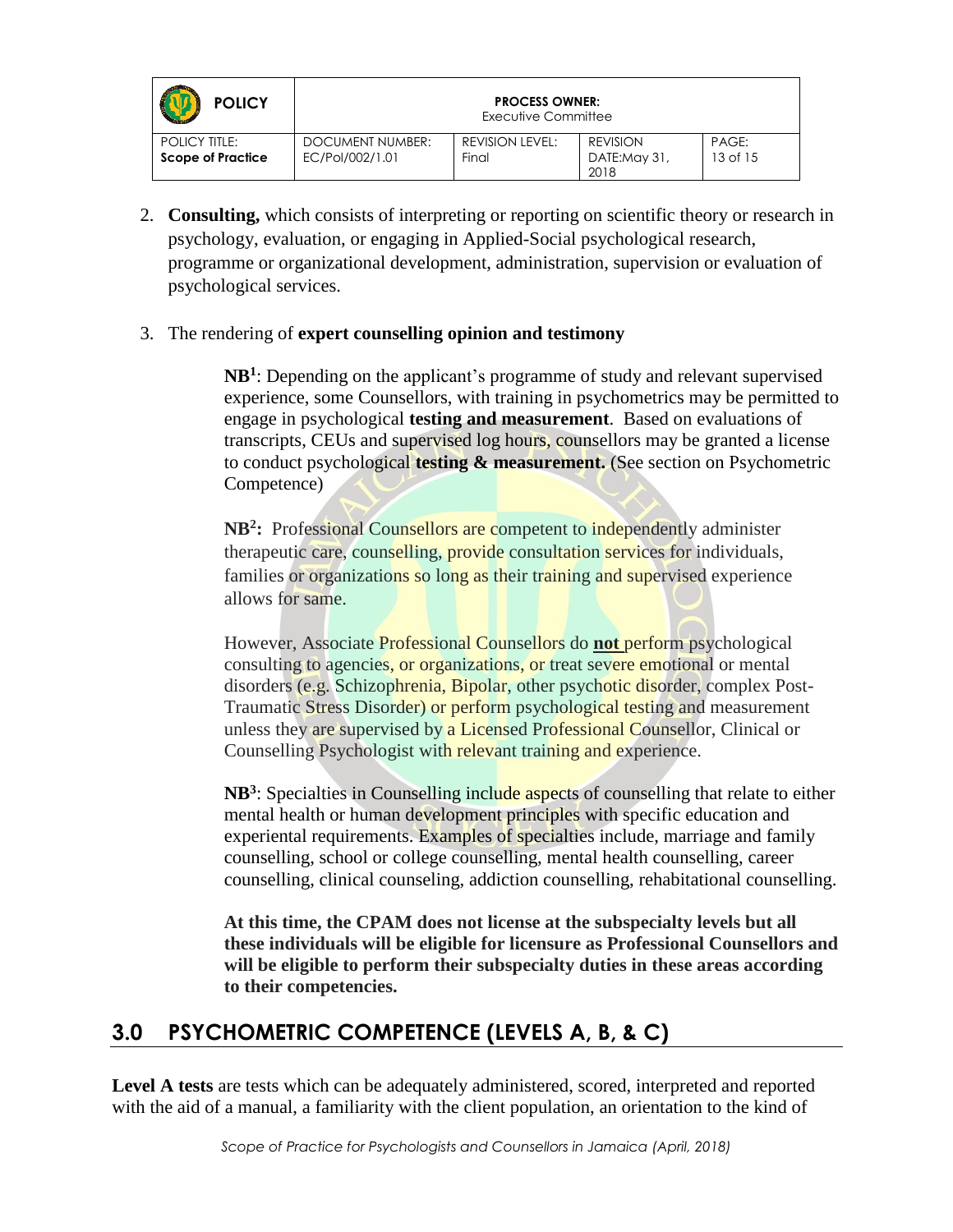2. **Consulting,** which consists of interpreting or reporting on scientific theory or research in psychology, evaluation, or engaging in Applied-Social psychological research, programme or organizational development, administration, supervision or evaluation of psychological services.

3. The rendering of **expert counselling opinion and testimony**

> **NB[1]**: Depending on the applicant's programme of study and relevant supervised experience, some Counsellors, with training in psychometrics may be permitted to engage in psychological **testing and measurement**. Based on evaluations of transcripts, CEUs and supervised log hours, counsellors may be granted a license to conduct psychological **testing & measurement.** (See section on Psychometric Competence)
>
> **NB[2]:** Professional Counsellors are competent to independently administer therapeutic care, counselling, provide consultation services for individuals, families or organizations so long as their training and supervised experience allows for same.
>
> However, Associate Professional Counsellors do **not** perform psychological consulting to agencies, or organizations, or treat severe emotional or mental disorders (e.g. Schizophrenia, Bipolar, other psychotic disorder, complex Post-Traumatic Stress Disorder) or perform psychological testing and measurement unless they are supervised by a Licensed Professional Counsellor, Clinical or Counselling Psychologist with relevant training and experience.
>
> **NB[3]**: Specialties in Counselling include aspects of counselling that relate to either mental health or human development principles with specific education and experiental requirements. Examples of specialties include, marriage and family counselling, school or college counselling, mental health counselling, career counselling, clinical counseling, addiction counselling, rehabitational counselling.
>
> **At this time, the CPAM does not license at the subspecialty levels but all these individuals will be eligible for licensure as Professional Counsellors and will be eligible to perform their subspecialty duties in these areas according to their competencies.**

## 3.0 PSYCHOMETRIC COMPETENCE (LEVELS A, B, & C)

**Level A tests** are tests which can be adequately administered, scored, interpreted and reported with the aid of a manual, a familiarity with the client population, an orientation to the kind of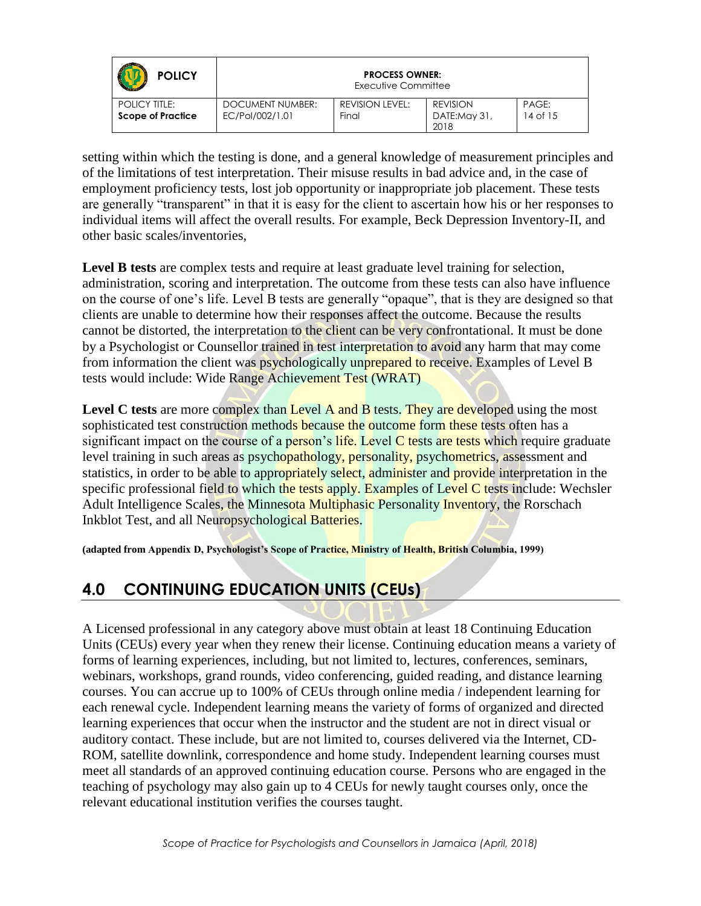setting within which the testing is done, and a general knowledge of measurement principles and of the limitations of test interpretation. Their misuse results in bad advice and, in the case of employment proficiency tests, lost job opportunity or inappropriate job placement. These tests are generally "transparent" in that it is easy for the client to ascertain how his or her responses to individual items will affect the overall results. For example, Beck Depression Inventory-II, and other basic scales/inventories,

**Level B tests** are complex tests and require at least graduate level training for selection, administration, scoring and interpretation. The outcome from these tests can also have influence on the course of one's life. Level B tests are generally "opaque", that is they are designed so that clients are unable to determine how their responses affect the outcome. Because the results cannot be distorted, the interpretation to the client can be very confrontational. It must be done by a Psychologist or Counsellor trained in test interpretation to avoid any harm that may come from information the client was psychologically unprepared to receive. Examples of Level B tests would include: Wide Range Achievement Test (WRAT)

**Level C tests** are more complex than Level A and B tests. They are developed using the most sophisticated test construction methods because the outcome form these tests often has a significant impact on the course of a person's life. Level C tests are tests which require graduate level training in such areas as psychopathology, personality, psychometrics, assessment and statistics, in order to be able to appropriately select, administer and provide interpretation in the specific professional field to which the tests apply. Examples of Level C tests include: Wechsler Adult Intelligence Scales, the Minnesota Multiphasic Personality Inventory, the Rorschach Inkblot Test, and all Neuropsychological Batteries.

**(adapted from Appendix D, Psychologist's Scope of Practice, Ministry of Health, British Columbia, 1999)**

## 4.0 CONTINUING EDUCATION UNITS (CEUs)

A Licensed professional in any category above must obtain at least 18 Continuing Education Units (CEUs) every year when they renew their license. Continuing education means a variety of forms of learning experiences, including, but not limited to, lectures, conferences, seminars, webinars, workshops, grand rounds, video conferencing, guided reading, and distance learning courses. You can accrue up to 100% of CEUs through online media / independent learning for each renewal cycle. Independent learning means the variety of forms of organized and directed learning experiences that occur when the instructor and the student are not in direct visual or auditory contact. These include, but are not limited to, courses delivered via the Internet, CD-ROM, satellite downlink, correspondence and home study. Independent learning courses must meet all standards of an approved continuing education course. Persons who are engaged in the teaching of psychology may also gain up to 4 CEUs for newly taught courses only, once the relevant educational institution verifies the courses taught.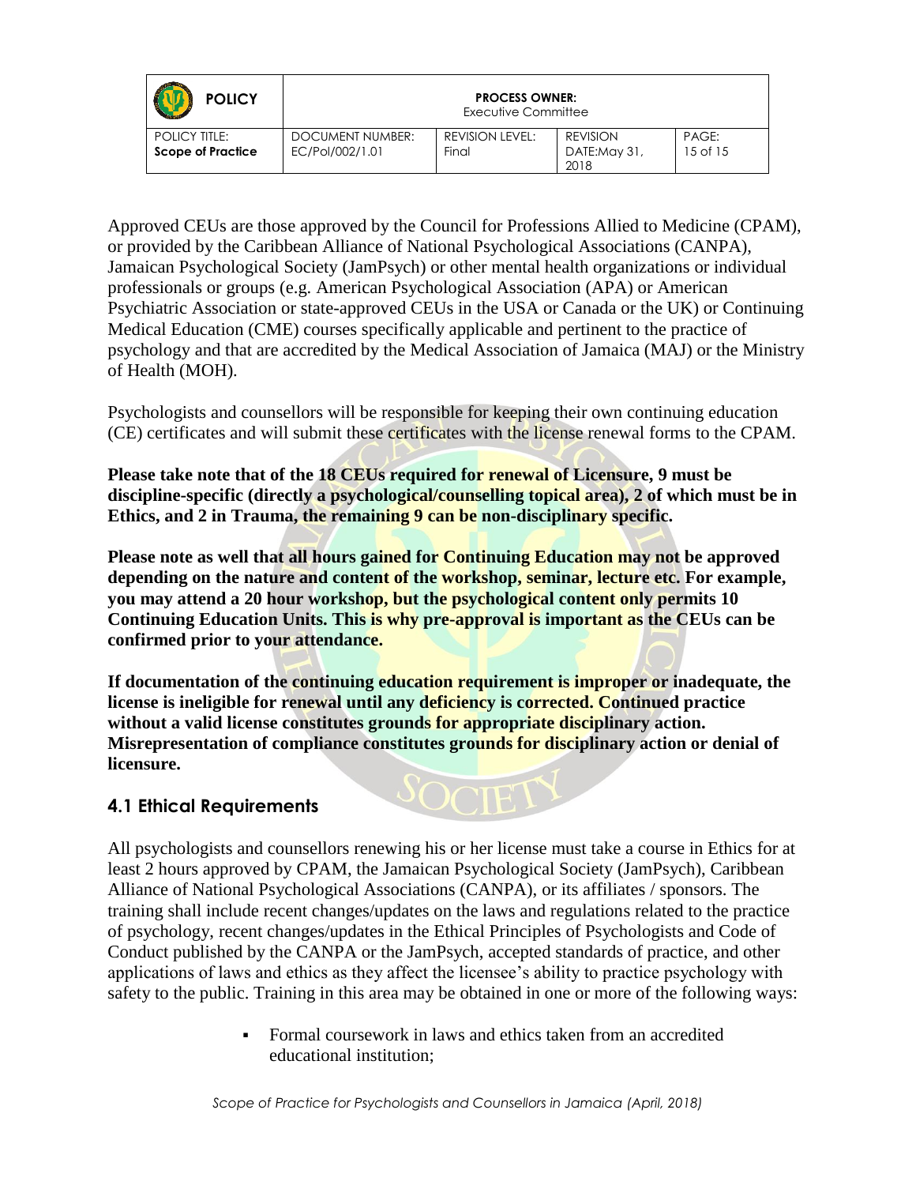Approved CEUs are those approved by the Council for Professions Allied to Medicine (CPAM), or provided by the Caribbean Alliance of National Psychological Associations (CANPA), Jamaican Psychological Society (JamPsych) or other mental health organizations or individual professionals or groups (e.g. American Psychological Association (APA) or American Psychiatric Association or state-approved CEUs in the USA or Canada or the UK) or Continuing Medical Education (CME) courses specifically applicable and pertinent to the practice of psychology and that are accredited by the Medical Association of Jamaica (MAJ) or the Ministry of Health (MOH).

Psychologists and counsellors will be responsible for keeping their own continuing education (CE) certificates and will submit these certificates with the license renewal forms to the CPAM.

**Please take note that of the 18 CEUs required for renewal of Licensure, 9 must be discipline-specific (directly a psychological/counselling topical area), 2 of which must be in Ethics, and 2 in Trauma, the remaining 9 can be non-disciplinary specific.**

**Please note as well that all hours gained for Continuing Education may not be approved depending on the nature and content of the workshop, seminar, lecture etc. For example, you may attend a 20 hour workshop, but the psychological content only permits 10 Continuing Education Units. This is why pre-approval is important as the CEUs can be confirmed prior to your attendance.**

**If documentation of the continuing education requirement is improper or inadequate, the license is ineligible for renewal until any deficiency is corrected. Continued practice without a valid license constitutes grounds for appropriate disciplinary action. Misrepresentation of compliance constitutes grounds for disciplinary action or denial of licensure.**

### 4.1 Ethical Requirements

All psychologists and counsellors renewing his or her license must take a course in Ethics for at least 2 hours approved by CPAM, the Jamaican Psychological Society (JamPsych), Caribbean Alliance of National Psychological Associations (CANPA), or its affiliates / sponsors. The training shall include recent changes/updates on the laws and regulations related to the practice of psychology, recent changes/updates in the Ethical Principles of Psychologists and Code of Conduct published by the CANPA or the JamPsych, accepted standards of practice, and other applications of laws and ethics as they affect the licensee's ability to practice psychology with safety to the public. Training in this area may be obtained in one or more of the following ways:

- Formal coursework in laws and ethics taken from an accredited educational institution;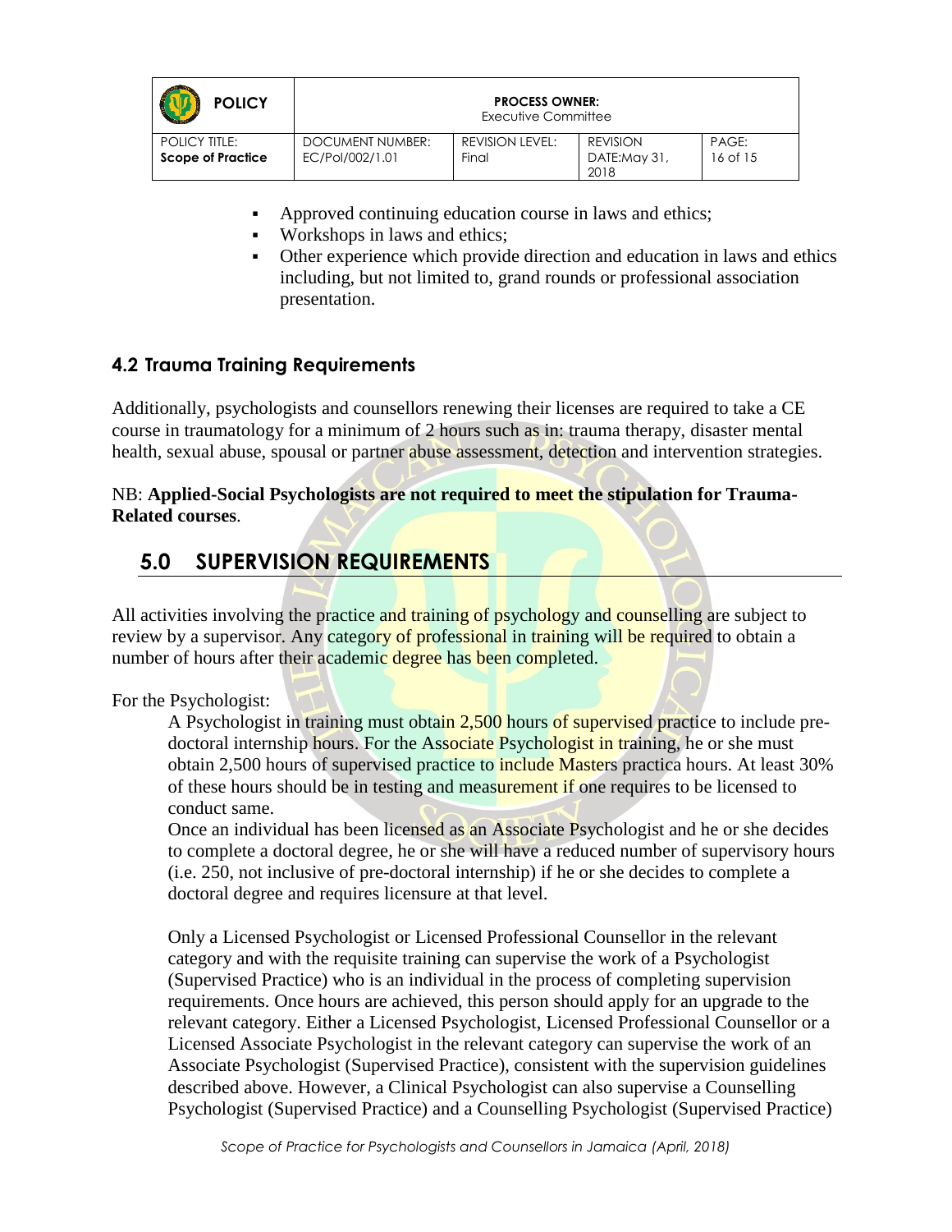- Approved continuing education course in laws and ethics;
- Workshops in laws and ethics;
- Other experience which provide direction and education in laws and ethics including, but not limited to, grand rounds or professional association presentation.

### 4.2 Trauma Training Requirements

Additionally, psychologists and counsellors renewing their licenses are required to take a CE course in traumatology for a minimum of 2 hours such as in: trauma therapy, disaster mental health, sexual abuse, spousal or partner abuse assessment, detection and intervention strategies.

NB: **Applied-Social Psychologists are not required to meet the stipulation for Trauma-Related courses**.

## 5.0 SUPERVISION REQUIREMENTS

All activities involving the practice and training of psychology and counselling are subject to review by a supervisor. Any category of professional in training will be required to obtain a number of hours after their academic degree has been completed.

For the Psychologist:

A Psychologist in training must obtain 2,500 hours of supervised practice to include pre-doctoral internship hours. For the Associate Psychologist in training, he or she must obtain 2,500 hours of supervised practice to include Masters practica hours. At least 30% of these hours should be in testing and measurement if one requires to be licensed to conduct same.

Once an individual has been licensed as an Associate Psychologist and he or she decides to complete a doctoral degree, he or she will have a reduced number of supervisory hours (i.e. 250, not inclusive of pre-doctoral internship) if he or she decides to complete a doctoral degree and requires licensure at that level.

Only a Licensed Psychologist or Licensed Professional Counsellor in the relevant category and with the requisite training can supervise the work of a Psychologist (Supervised Practice) who is an individual in the process of completing supervision requirements. Once hours are achieved, this person should apply for an upgrade to the relevant category. Either a Licensed Psychologist, Licensed Professional Counsellor or a Licensed Associate Psychologist in the relevant category can supervise the work of an Associate Psychologist (Supervised Practice), consistent with the supervision guidelines described above. However, a Clinical Psychologist can also supervise a Counselling Psychologist (Supervised Practice) and a Counselling Psychologist (Supervised Practice)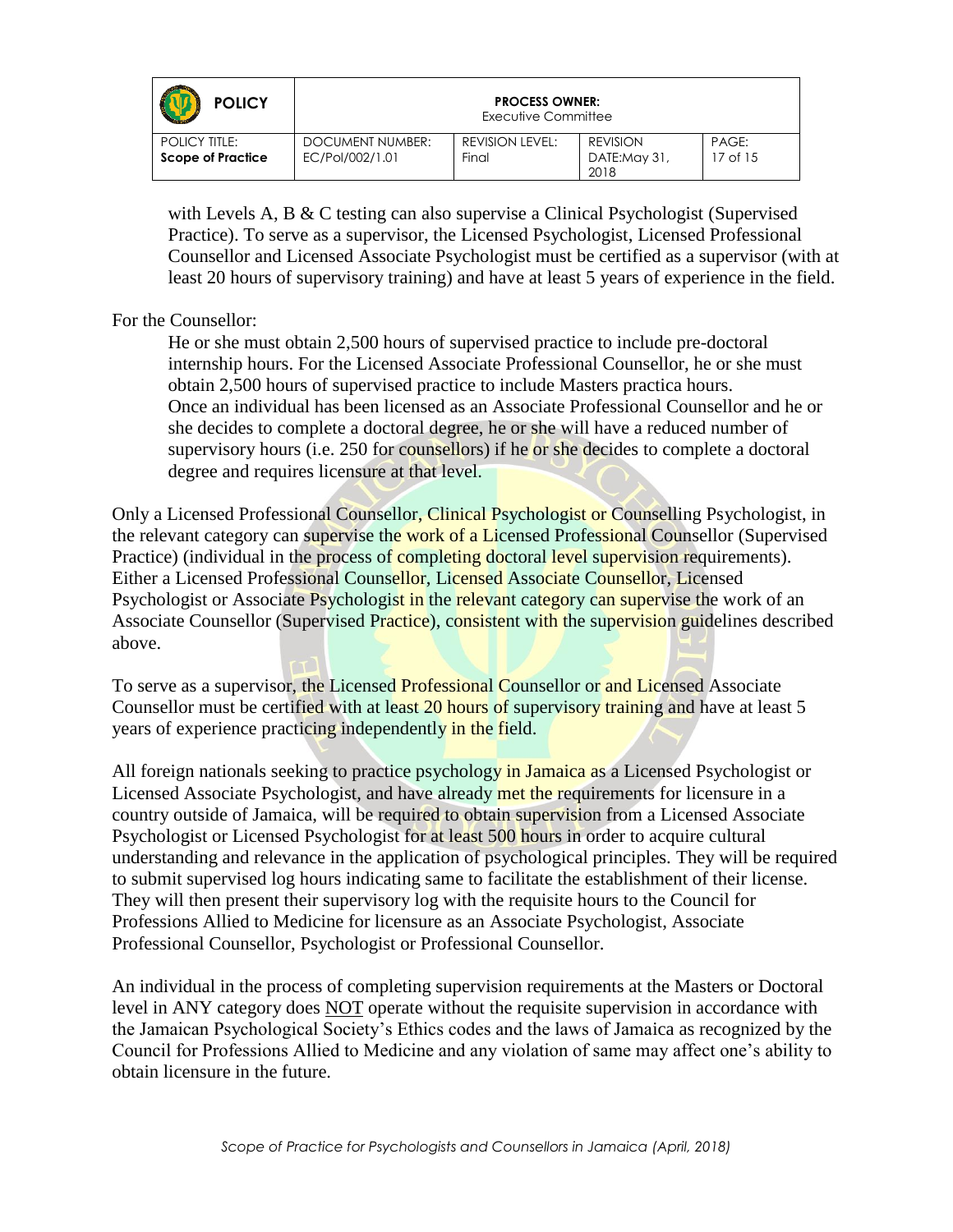with Levels A, B & C testing can also supervise a Clinical Psychologist (Supervised Practice). To serve as a supervisor, the Licensed Psychologist, Licensed Professional Counsellor and Licensed Associate Psychologist must be certified as a supervisor (with at least 20 hours of supervisory training) and have at least 5 years of experience in the field.

For the Counsellor:

He or she must obtain 2,500 hours of supervised practice to include pre-doctoral internship hours. For the Licensed Associate Professional Counsellor, he or she must obtain 2,500 hours of supervised practice to include Masters practica hours. Once an individual has been licensed as an Associate Professional Counsellor and he or she decides to complete a doctoral degree, he or she will have a reduced number of supervisory hours (i.e. 250 for counsellors) if he or she decides to complete a doctoral degree and requires licensure at that level.

Only a Licensed Professional Counsellor, Clinical Psychologist or Counselling Psychologist, in the relevant category can supervise the work of a Licensed Professional Counsellor (Supervised Practice) (individual in the process of completing doctoral level supervision requirements). Either a Licensed Professional Counsellor, Licensed Associate Counsellor, Licensed Psychologist or Associate Psychologist in the relevant category can supervise the work of an Associate Counsellor (Supervised Practice), consistent with the supervision guidelines described above.

To serve as a supervisor, the Licensed Professional Counsellor or and Licensed Associate Counsellor must be certified with at least 20 hours of supervisory training and have at least 5 years of experience practicing independently in the field.

All foreign nationals seeking to practice psychology in Jamaica as a Licensed Psychologist or Licensed Associate Psychologist, and have already met the requirements for licensure in a country outside of Jamaica, will be required to obtain supervision from a Licensed Associate Psychologist or Licensed Psychologist for at least 500 hours in order to acquire cultural understanding and relevance in the application of psychological principles. They will be required to submit supervised log hours indicating same to facilitate the establishment of their license. They will then present their supervisory log with the requisite hours to the Council for Professions Allied to Medicine for licensure as an Associate Psychologist, Associate Professional Counsellor, Psychologist or Professional Counsellor.

An individual in the process of completing supervision requirements at the Masters or Doctoral level in ANY category does NOT operate without the requisite supervision in accordance with the Jamaican Psychological Society's Ethics codes and the laws of Jamaica as recognized by the Council for Professions Allied to Medicine and any violation of same may affect one's ability to obtain licensure in the future.